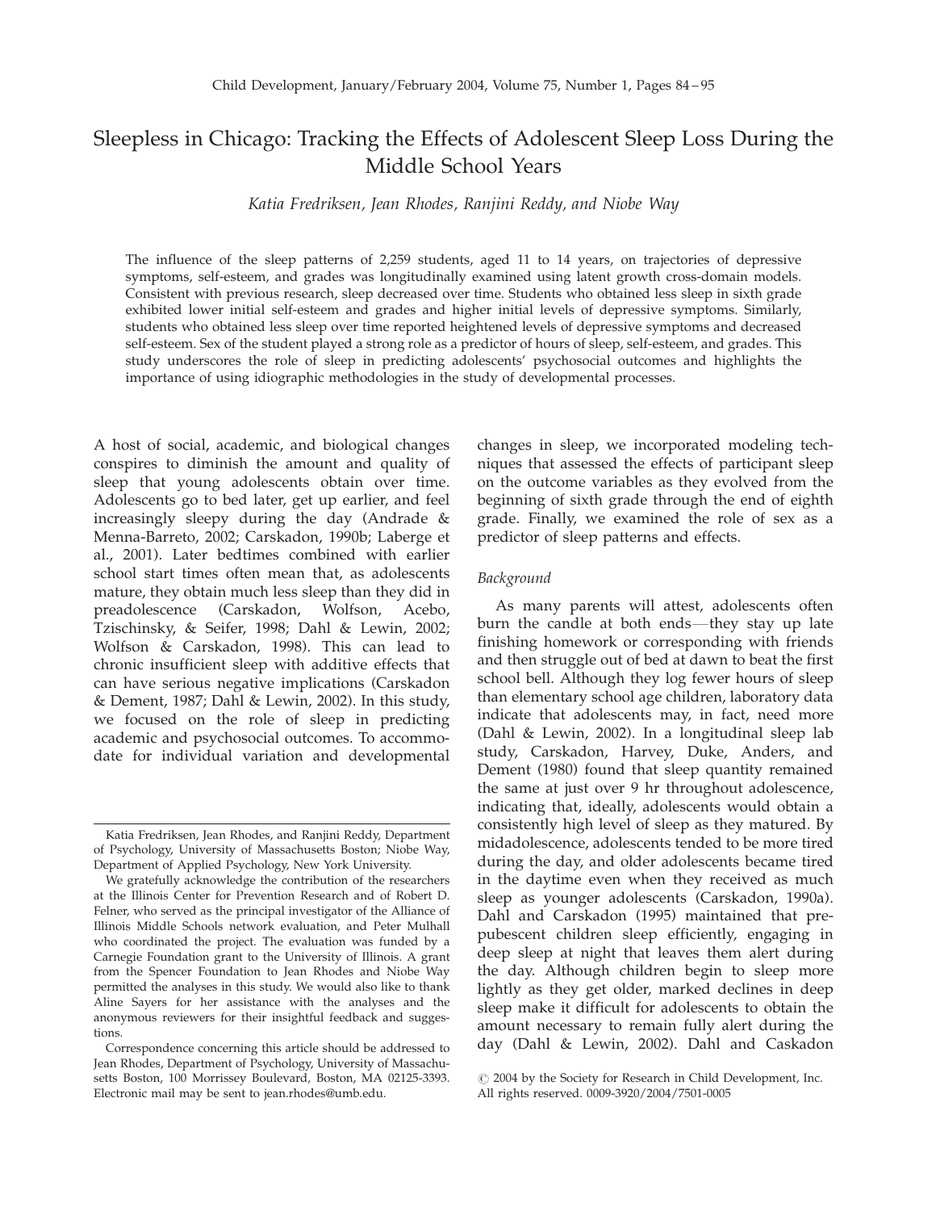# Sleepless in Chicago: Tracking the Effects of Adolescent Sleep Loss During the Middle School Years

*Katia Fredriksen, Jean Rhodes, Ranjini Reddy, and Niobe Way*

The influence of the sleep patterns of 2,259 students, aged 11 to 14 years, on trajectories of depressive symptoms, self-esteem, and grades was longitudinally examined using latent growth cross-domain models. Consistent with previous research, sleep decreased over time. Students who obtained less sleep in sixth grade exhibited lower initial self-esteem and grades and higher initial levels of depressive symptoms. Similarly, students who obtained less sleep over time reported heightened levels of depressive symptoms and decreased self-esteem. Sex of the student played a strong role as a predictor of hours of sleep, self-esteem, and grades. This study underscores the role of sleep in predicting adolescents' psychosocial outcomes and highlights the importance of using idiographic methodologies in the study of developmental processes.

A host of social, academic, and biological changes conspires to diminish the amount and quality of sleep that young adolescents obtain over time. Adolescents go to bed later, get up earlier, and feel increasingly sleepy during the day (Andrade & Menna-Barreto, 2002; Carskadon, 1990b; Laberge et al., 2001). Later bedtimes combined with earlier school start times often mean that, as adolescents mature, they obtain much less sleep than they did in preadolescence (Carskadon, Wolfson, Acebo, Tzischinsky, & Seifer, 1998; Dahl & Lewin, 2002; Wolfson & Carskadon, 1998). This can lead to chronic insufficient sleep with additive effects that can have serious negative implications (Carskadon & Dement, 1987; Dahl & Lewin, 2002). In this study, we focused on the role of sleep in predicting academic and psychosocial outcomes. To accommodate for individual variation and developmental changes in sleep, we incorporated modeling techniques that assessed the effects of participant sleep on the outcome variables as they evolved from the beginning of sixth grade through the end of eighth grade. Finally, we examined the role of sex as a predictor of sleep patterns and effects.

*Background*

As many parents will attest, adolescents often burn the candle at both ends—they stay up late finishing homework or corresponding with friends and then struggle out of bed at dawn to beat the first school bell. Although they log fewer hours of sleep than elementary school age children, laboratory data indicate that adolescents may, in fact, need more (Dahl & Lewin, 2002). In a longitudinal sleep lab study, Carskadon, Harvey, Duke, Anders, and Dement (1980) found that sleep quantity remained the same at just over 9 hr throughout adolescence, indicating that, ideally, adolescents would obtain a consistently high level of sleep as they matured. By midadolescence, adolescents tended to be more tired during the day, and older adolescents became tired in the daytime even when they received as much sleep as younger adolescents (Carskadon, 1990a). Dahl and Carskadon (1995) maintained that prepubescent children sleep efficiently, engaging in deep sleep at night that leaves them alert during the day. Although children begin to sleep more lightly as they get older, marked declines in deep sleep make it difficult for adolescents to obtain the amount necessary to remain fully alert during the day (Dahl & Lewin, 2002). Dahl and Caskadon

---

Katia Fredriksen, Jean Rhodes, and Ranjini Reddy, Department of Psychology, University of Massachusetts Boston; Niobe Way, Department of Applied Psychology, New York University.

We gratefully acknowledge the contribution of the researchers at the Illinois Center for Prevention Research and of Robert D. Felner, who served as the principal investigator of the Alliance of Illinois Middle Schools network evaluation, and Peter Mulhall who coordinated the project. The evaluation was funded by a Carnegie Foundation grant to the University of Illinois. A grant from the Spencer Foundation to Jean Rhodes and Niobe Way permitted the analyses in this study. We would also like to thank Aline Sayers for her assistance with the analyses and the anonymous reviewers for their insightful feedback and suggestions.

Correspondence concerning this article should be addressed to Jean Rhodes, Department of Psychology, University of Massachusetts Boston, 100 Morrissey Boulevard, Boston, MA 02125-3393. Electronic mail may be sent to jean.rhodes@umb.edu.

© 2004 by the Society for Research in Child Development, Inc. All rights reserved. 0009-3920/2004/7501-0005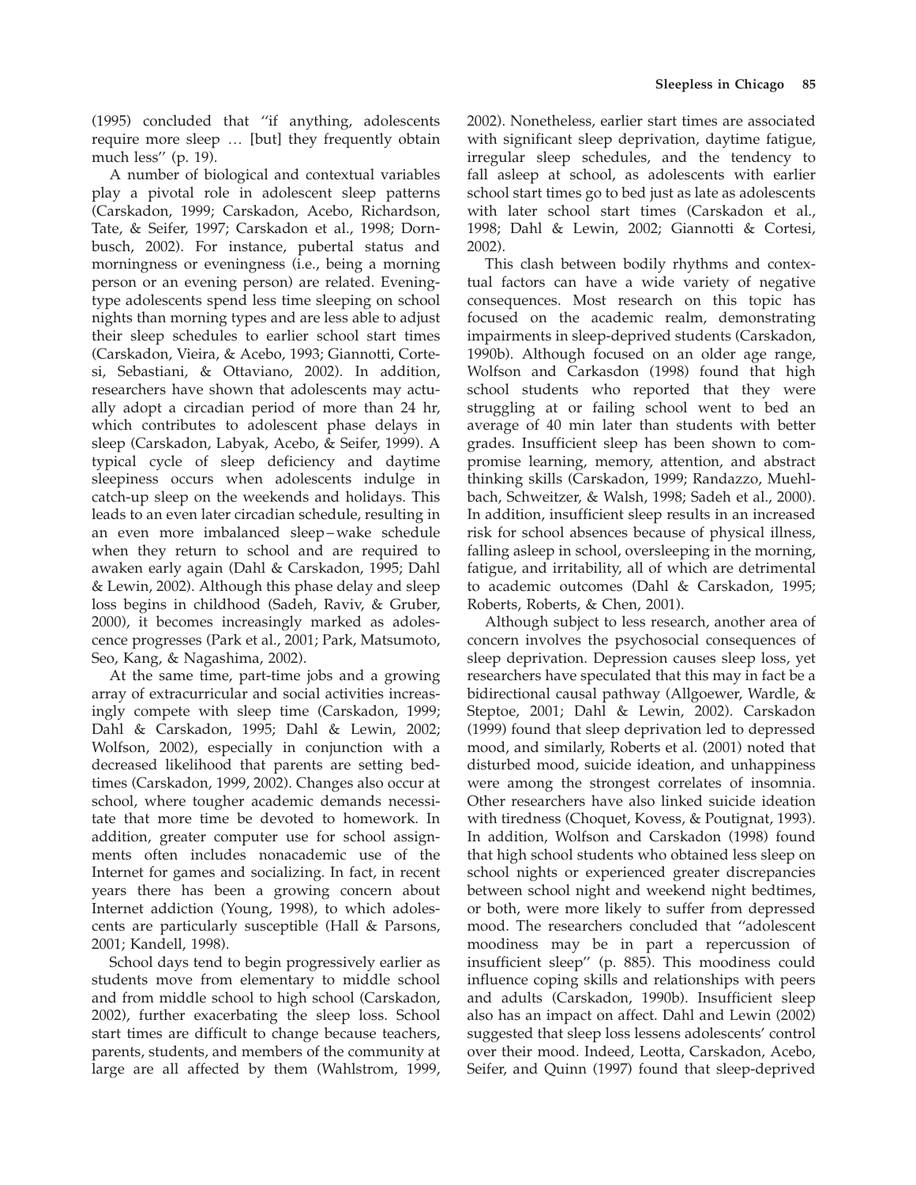(1995) concluded that "if anything, adolescents require more sleep … [but] they frequently obtain much less" (p. 19).

A number of biological and contextual variables play a pivotal role in adolescent sleep patterns (Carskadon, 1999; Carskadon, Acebo, Richardson, Tate, & Seifer, 1997; Carskadon et al., 1998; Dornbusch, 2002). For instance, pubertal status and morningness or eveningness (i.e., being a morning person or an evening person) are related. Evening-type adolescents spend less time sleeping on school nights than morning types and are less able to adjust their sleep schedules to earlier school start times (Carskadon, Vieira, & Acebo, 1993; Giannotti, Cortesi, Sebastiani, & Ottaviano, 2002). In addition, researchers have shown that adolescents may actually adopt a circadian period of more than 24 hr, which contributes to adolescent phase delays in sleep (Carskadon, Labyak, Acebo, & Seifer, 1999). A typical cycle of sleep deficiency and daytime sleepiness occurs when adolescents indulge in catch-up sleep on the weekends and holidays. This leads to an even later circadian schedule, resulting in an even more imbalanced sleep–wake schedule when they return to school and are required to awaken early again (Dahl & Carskadon, 1995; Dahl & Lewin, 2002). Although this phase delay and sleep loss begins in childhood (Sadeh, Raviv, & Gruber, 2000), it becomes increasingly marked as adolescence progresses (Park et al., 2001; Park, Matsumoto, Seo, Kang, & Nagashima, 2002).

At the same time, part-time jobs and a growing array of extracurricular and social activities increasingly compete with sleep time (Carskadon, 1999; Dahl & Carskadon, 1995; Dahl & Lewin, 2002; Wolfson, 2002), especially in conjunction with a decreased likelihood that parents are setting bedtimes (Carskadon, 1999, 2002). Changes also occur at school, where tougher academic demands necessitate that more time be devoted to homework. In addition, greater computer use for school assignments often includes nonacademic use of the Internet for games and socializing. In fact, in recent years there has been a growing concern about Internet addiction (Young, 1998), to which adolescents are particularly susceptible (Hall & Parsons, 2001; Kandell, 1998).

School days tend to begin progressively earlier as students move from elementary to middle school and from middle school to high school (Carskadon, 2002), further exacerbating the sleep loss. School start times are difficult to change because teachers, parents, students, and members of the community at large are all affected by them (Wahlstrom, 1999, 2002). Nonetheless, earlier start times are associated with significant sleep deprivation, daytime fatigue, irregular sleep schedules, and the tendency to fall asleep at school, as adolescents with earlier school start times go to bed just as late as adolescents with later school start times (Carskadon et al., 1998; Dahl & Lewin, 2002; Giannotti & Cortesi, 2002).

This clash between bodily rhythms and contextual factors can have a wide variety of negative consequences. Most research on this topic has focused on the academic realm, demonstrating impairments in sleep-deprived students (Carskadon, 1990b). Although focused on an older age range, Wolfson and Carkasdon (1998) found that high school students who reported that they were struggling at or failing school went to bed an average of 40 min later than students with better grades. Insufficient sleep has been shown to compromise learning, memory, attention, and abstract thinking skills (Carskadon, 1999; Randazzo, Muehlbach, Schweitzer, & Walsh, 1998; Sadeh et al., 2000). In addition, insufficient sleep results in an increased risk for school absences because of physical illness, falling asleep in school, oversleeping in the morning, fatigue, and irritability, all of which are detrimental to academic outcomes (Dahl & Carskadon, 1995; Roberts, Roberts, & Chen, 2001).

Although subject to less research, another area of concern involves the psychosocial consequences of sleep deprivation. Depression causes sleep loss, yet researchers have speculated that this may in fact be a bidirectional causal pathway (Allgoewer, Wardle, & Steptoe, 2001; Dahl & Lewin, 2002). Carskadon (1999) found that sleep deprivation led to depressed mood, and similarly, Roberts et al. (2001) noted that disturbed mood, suicide ideation, and unhappiness were among the strongest correlates of insomnia. Other researchers have also linked suicide ideation with tiredness (Choquet, Kovess, & Poutignat, 1993). In addition, Wolfson and Carskadon (1998) found that high school students who obtained less sleep on school nights or experienced greater discrepancies between school night and weekend night bedtimes, or both, were more likely to suffer from depressed mood. The researchers concluded that "adolescent moodiness may be in part a repercussion of insufficient sleep" (p. 885). This moodiness could influence coping skills and relationships with peers and adults (Carskadon, 1990b). Insufficient sleep also has an impact on affect. Dahl and Lewin (2002) suggested that sleep loss lessens adolescents' control over their mood. Indeed, Leotta, Carskadon, Acebo, Seifer, and Quinn (1997) found that sleep-deprived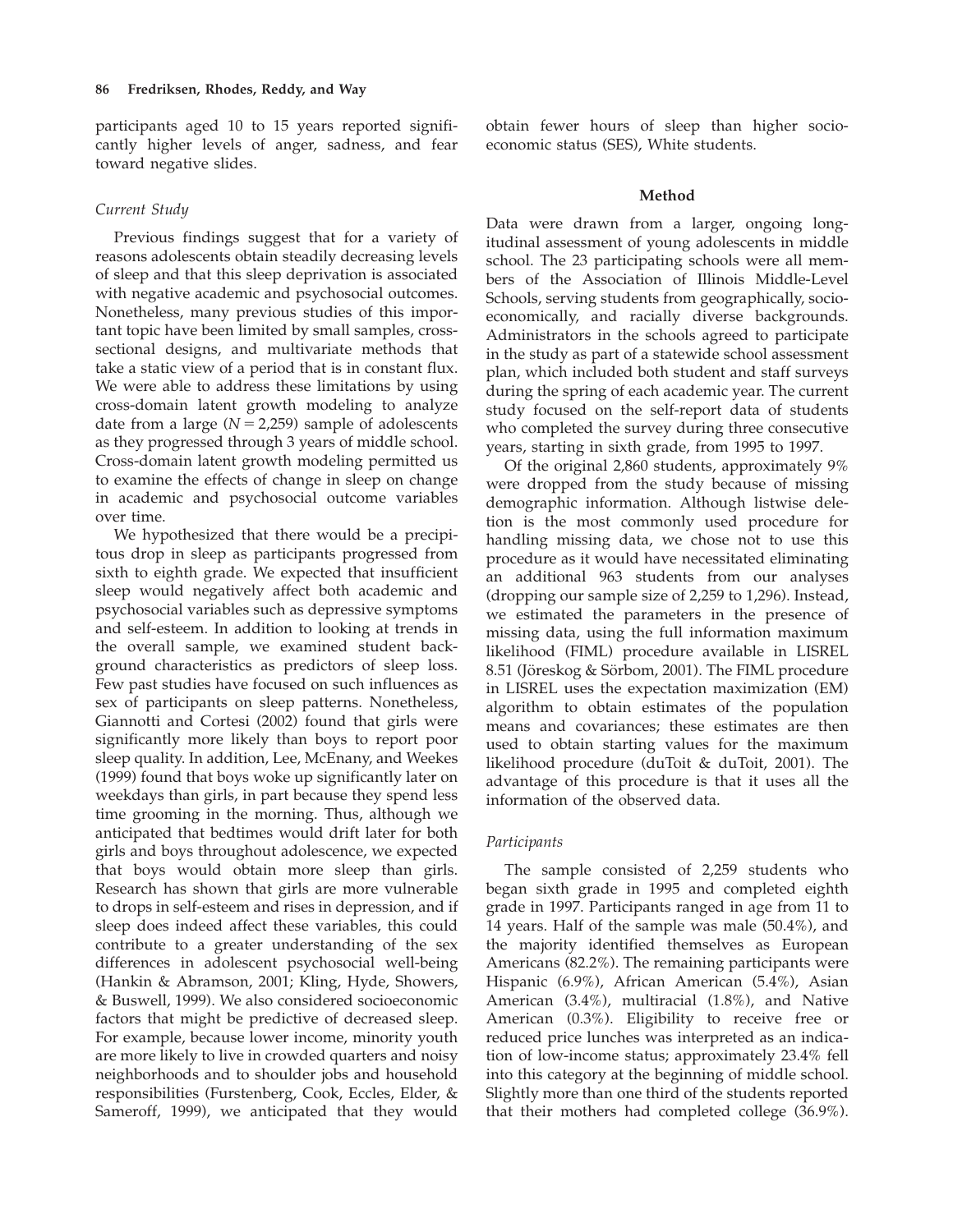participants aged 10 to 15 years reported significantly higher levels of anger, sadness, and fear toward negative slides.

### *Current Study*

Previous findings suggest that for a variety of reasons adolescents obtain steadily decreasing levels of sleep and that this sleep deprivation is associated with negative academic and psychosocial outcomes. Nonetheless, many previous studies of this important topic have been limited by small samples, cross-sectional designs, and multivariate methods that take a static view of a period that is in constant flux. We were able to address these limitations by using cross-domain latent growth modeling to analyze date from a large ($N = 2{,}259$) sample of adolescents as they progressed through 3 years of middle school. Cross-domain latent growth modeling permitted us to examine the effects of change in sleep on change in academic and psychosocial outcome variables over time.

We hypothesized that there would be a precipitous drop in sleep as participants progressed from sixth to eighth grade. We expected that insufficient sleep would negatively affect both academic and psychosocial variables such as depressive symptoms and self-esteem. In addition to looking at trends in the overall sample, we examined student background characteristics as predictors of sleep loss. Few past studies have focused on such influences as sex of participants on sleep patterns. Nonetheless, Giannotti and Cortesi (2002) found that girls were significantly more likely than boys to report poor sleep quality. In addition, Lee, McEnany, and Weekes (1999) found that boys woke up significantly later on weekdays than girls, in part because they spend less time grooming in the morning. Thus, although we anticipated that bedtimes would drift later for both girls and boys throughout adolescence, we expected that boys would obtain more sleep than girls. Research has shown that girls are more vulnerable to drops in self-esteem and rises in depression, and if sleep does indeed affect these variables, this could contribute to a greater understanding of the sex differences in adolescent psychosocial well-being (Hankin & Abramson, 2001; Kling, Hyde, Showers, & Buswell, 1999). We also considered socioeconomic factors that might be predictive of decreased sleep. For example, because lower income, minority youth are more likely to live in crowded quarters and noisy neighborhoods and to shoulder jobs and household responsibilities (Furstenberg, Cook, Eccles, Elder, & Sameroff, 1999), we anticipated that they would obtain fewer hours of sleep than higher socioeconomic status (SES), White students.

## Method

Data were drawn from a larger, ongoing longitudinal assessment of young adolescents in middle school. The 23 participating schools were all members of the Association of Illinois Middle-Level Schools, serving students from geographically, socioeconomically, and racially diverse backgrounds. Administrators in the schools agreed to participate in the study as part of a statewide school assessment plan, which included both student and staff surveys during the spring of each academic year. The current study focused on the self-report data of students who completed the survey during three consecutive years, starting in sixth grade, from 1995 to 1997.

Of the original 2,860 students, approximately 9% were dropped from the study because of missing demographic information. Although listwise deletion is the most commonly used procedure for handling missing data, we chose not to use this procedure as it would have necessitated eliminating an additional 963 students from our analyses (dropping our sample size of 2,259 to 1,296). Instead, we estimated the parameters in the presence of missing data, using the full information maximum likelihood (FIML) procedure available in LISREL 8.51 (Jöreskog & Sörbom, 2001). The FIML procedure in LISREL uses the expectation maximization (EM) algorithm to obtain estimates of the population means and covariances; these estimates are then used to obtain starting values for the maximum likelihood procedure (duToit & duToit, 2001). The advantage of this procedure is that it uses all the information of the observed data.

### *Participants*

The sample consisted of 2,259 students who began sixth grade in 1995 and completed eighth grade in 1997. Participants ranged in age from 11 to 14 years. Half of the sample was male (50.4%), and the majority identified themselves as European Americans (82.2%). The remaining participants were Hispanic (6.9%), African American (5.4%), Asian American (3.4%), multiracial (1.8%), and Native American (0.3%). Eligibility to receive free or reduced price lunches was interpreted as an indication of low-income status; approximately 23.4% fell into this category at the beginning of middle school. Slightly more than one third of the students reported that their mothers had completed college (36.9%).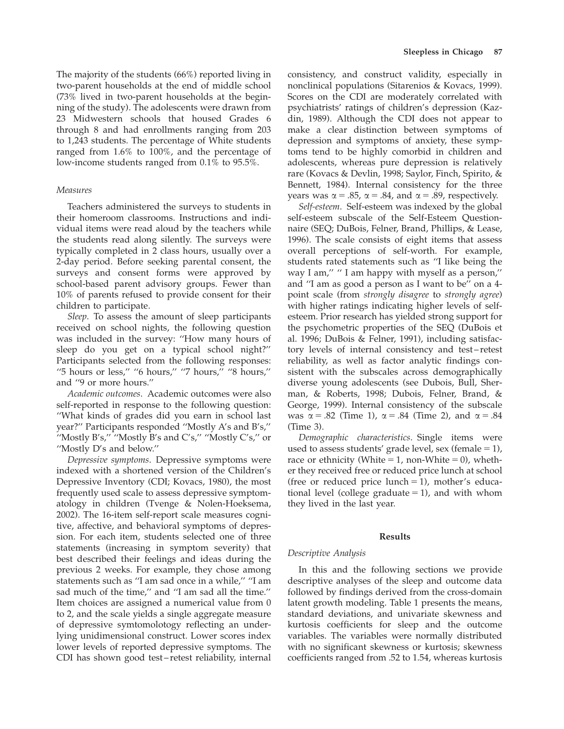The majority of the students (66%) reported living in two-parent households at the end of middle school (73% lived in two-parent households at the beginning of the study). The adolescents were drawn from 23 Midwestern schools that housed Grades 6 through 8 and had enrollments ranging from 203 to 1,243 students. The percentage of White students ranged from 1.6% to 100%, and the percentage of low-income students ranged from 0.1% to 95.5%.

### *Measures*

Teachers administered the surveys to students in their homeroom classrooms. Instructions and individual items were read aloud by the teachers while the students read along silently. The surveys were typically completed in 2 class hours, usually over a 2-day period. Before seeking parental consent, the surveys and consent forms were approved by school-based parent advisory groups. Fewer than 10% of parents refused to provide consent for their children to participate.

*Sleep*. To assess the amount of sleep participants received on school nights, the following question was included in the survey: ''How many hours of sleep do you get on a typical school night?'' Participants selected from the following responses: ''5 hours or less,'' ''6 hours,'' ''7 hours,'' ''8 hours,'' and ''9 or more hours.''

*Academic outcomes*. Academic outcomes were also self-reported in response to the following question: ''What kinds of grades did you earn in school last year?'' Participants responded ''Mostly A's and B's,'' ''Mostly B's,'' ''Mostly B's and C's,'' ''Mostly C's,'' or ''Mostly D's and below.''

*Depressive symptoms*. Depressive symptoms were indexed with a shortened version of the Children's Depressive Inventory (CDI; Kovacs, 1980), the most frequently used scale to assess depressive symptomatology in children (Tvenge & Nolen-Hoeksema, 2002). The 16-item self-report scale measures cognitive, affective, and behavioral symptoms of depression. For each item, students selected one of three statements (increasing in symptom severity) that best described their feelings and ideas during the previous 2 weeks. For example, they chose among statements such as ''I am sad once in a while,'' ''I am sad much of the time,'' and ''I am sad all the time.'' Item choices are assigned a numerical value from 0 to 2, and the scale yields a single aggregate measure of depressive symtomolotogy reflecting an underlying unidimensional construct. Lower scores index lower levels of reported depressive symptoms. The CDI has shown good test–retest reliability, internal consistency, and construct validity, especially in nonclinical populations (Sitarenios & Kovacs, 1999). Scores on the CDI are moderately correlated with psychiatrists' ratings of children's depression (Kazdin, 1989). Although the CDI does not appear to make a clear distinction between symptoms of depression and symptoms of anxiety, these symptoms tend to be highly comorbid in children and adolescents, whereas pure depression is relatively rare (Kovacs & Devlin, 1998; Saylor, Finch, Spirito, & Bennett, 1984). Internal consistency for the three years was $\alpha = .85$, $\alpha = .84$, and $\alpha = .89$, respectively.

*Self-esteem*. Self-esteem was indexed by the global self-esteem subscale of the Self-Esteem Questionnaire (SEQ; DuBois, Felner, Brand, Phillips, & Lease, 1996). The scale consists of eight items that assess overall perceptions of self-worth. For example, students rated statements such as ''I like being the way I am,'' '' I am happy with myself as a person,'' and ''I am as good a person as I want to be'' on a 4-point scale (from *strongly disagree* to *strongly agree*) with higher ratings indicating higher levels of self-esteem. Prior research has yielded strong support for the psychometric properties of the SEQ (DuBois et al. 1996; DuBois & Felner, 1991), including satisfactory levels of internal consistency and test–retest reliability, as well as factor analytic findings consistent with the subscales across demographically diverse young adolescents (see Dubois, Bull, Sherman, & Roberts, 1998; Dubois, Felner, Brand, & George, 1999). Internal consistency of the subscale was $\alpha = .82$ (Time 1), $\alpha = .84$ (Time 2), and $\alpha = .84$ (Time 3).

*Demographic characteristics*. Single items were used to assess students' grade level, sex (female = 1), race or ethnicity (White = 1, non-White = 0), whether they received free or reduced price lunch at school (free or reduced price lunch = 1), mother's educational level (college graduate = 1), and with whom they lived in the last year.

## Results

### *Descriptive Analysis*

In this and the following sections we provide descriptive analyses of the sleep and outcome data followed by findings derived from the cross-domain latent growth modeling. Table 1 presents the means, standard deviations, and univariate skewness and kurtosis coefficients for sleep and the outcome variables. The variables were normally distributed with no significant skewness or kurtosis; skewness coefficients ranged from .52 to 1.54, whereas kurtosis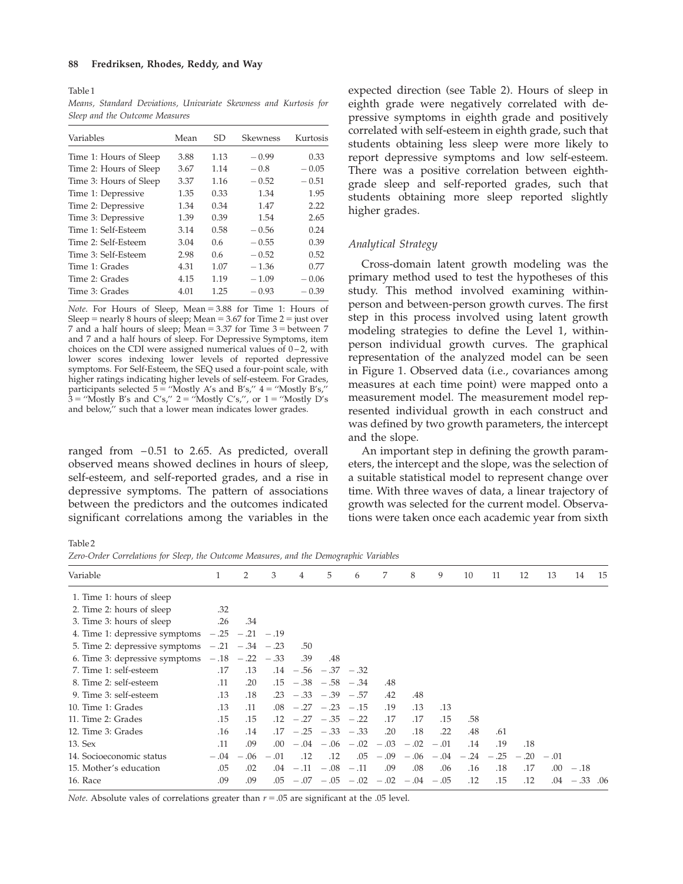Table 1

*Means, Standard Deviations, Univariate Skewness and Kurtosis for Sleep and the Outcome Measures*

| Variables | Mean | SD | Skewness | Kurtosis |
|---|---|---|---|---|
| Time 1: Hours of Sleep | 3.88 | 1.13 | − 0.99 | 0.33 |
| Time 2: Hours of Sleep | 3.67 | 1.14 | − 0.8 | − 0.05 |
| Time 3: Hours of Sleep | 3.37 | 1.16 | − 0.52 | − 0.51 |
| Time 1: Depressive | 1.35 | 0.33 | 1.34 | 1.95 |
| Time 2: Depressive | 1.34 | 0.34 | 1.47 | 2.22 |
| Time 3: Depressive | 1.39 | 0.39 | 1.54 | 2.65 |
| Time 1: Self-Esteem | 3.14 | 0.58 | − 0.56 | 0.24 |
| Time 2: Self-Esteem | 3.04 | 0.6 | − 0.55 | 0.39 |
| Time 3: Self-Esteem | 2.98 | 0.6 | − 0.52 | 0.52 |
| Time 1: Grades | 4.31 | 1.07 | − 1.36 | 0.77 |
| Time 2: Grades | 4.15 | 1.19 | − 1.09 | − 0.06 |
| Time 3: Grades | 4.01 | 1.25 | − 0.93 | − 0.39 |

*Note*. For Hours of Sleep, Mean = 3.88 for Time 1: Hours of Sleep = nearly 8 hours of sleep; Mean = 3.67 for Time 2 = just over 7 and a half hours of sleep; Mean = 3.37 for Time 3 = between 7 and 7 and a half hours of sleep. For Depressive Symptoms, item choices on the CDI were assigned numerical values of 0 – 2, with lower scores indexing lower levels of reported depressive symptoms. For Self-Esteem, the SEQ used a four-point scale, with higher ratings indicating higher levels of self-esteem. For Grades, participants selected 5 = ''Mostly A's and B's,'' 4 = ''Mostly B's,'' 3 = ''Mostly B's and C's,'' 2 = ''Mostly C's,'', or 1 = ''Mostly D's and below,'' such that a lower mean indicates lower grades.

ranged from −0.51 to 2.65. As predicted, overall observed means showed declines in hours of sleep, self-esteem, and self-reported grades, and a rise in depressive symptoms. The pattern of associations between the predictors and the outcomes indicated significant correlations among the variables in the expected direction (see Table 2). Hours of sleep in eighth grade were negatively correlated with depressive symptoms in eighth grade and positively correlated with self-esteem in eighth grade, such that students obtaining less sleep were more likely to report depressive symptoms and low self-esteem. There was a positive correlation between eighth-grade sleep and self-reported grades, such that students obtaining more sleep reported slightly higher grades.

### *Analytical Strategy*

Cross-domain latent growth modeling was the primary method used to test the hypotheses of this study. This method involved examining within-person and between-person growth curves. The first step in this process involved using latent growth modeling strategies to define the Level 1, within-person individual growth curves. The graphical representation of the analyzed model can be seen in Figure 1. Observed data (i.e., covariances among measures at each time point) were mapped onto a measurement model. The measurement model represented individual growth in each construct and was defined by two growth parameters, the intercept and the slope.

An important step in defining the growth parameters, the intercept and the slope, was the selection of a suitable statistical model to represent change over time. With three waves of data, a linear trajectory of growth was selected for the current model. Observations were taken once each academic year from sixth

Table 2

*Zero-Order Correlations for Sleep, the Outcome Measures, and the Demographic Variables*

| Variable | 1 | 2 | 3 | 4 | 5 | 6 | 7 | 8 | 9 | 10 | 11 | 12 | 13 | 14 | 15 |
|---|---|---|---|---|---|---|---|---|---|---|---|---|---|---|---|
| 1. Time 1: hours of sleep | | | | | | | | | | | | | | | |
| 2. Time 2: hours of sleep | .32 | | | | | | | | | | | | | | |
| 3. Time 3: hours of sleep | .26 | .34 | | | | | | | | | | | | | |
| 4. Time 1: depressive symptoms | − .25 | − .21 | − .19 | | | | | | | | | | | | |
| 5. Time 2: depressive symptoms | − .21 | − .34 | − .23 | .50 | | | | | | | | | | | |
| 6. Time 3: depressive symptoms | − .18 | − .22 | − .33 | .39 | .48 | | | | | | | | | | |
| 7. Time 1: self-esteem | .17 | .13 | .14 | − .56 | − .37 | − .32 | | | | | | | | | |
| 8. Time 2: self-esteem | .11 | .20 | .15 | − .38 | − .58 | − .34 | .48 | | | | | | | | |
| 9. Time 3: self-esteem | .13 | .18 | .23 | − .33 | − .39 | − .57 | .42 | .48 | | | | | | | |
| 10. Time 1: Grades | .13 | .11 | .08 | − .27 | − .23 | − .15 | .19 | .13 | .13 | | | | | | |
| 11. Time 2: Grades | .15 | .15 | .12 | − .27 | − .35 | − .22 | .17 | .17 | .15 | .58 | | | | | |
| 12. Time 3: Grades | .16 | .14 | .17 | − .25 | − .33 | − .33 | .20 | .18 | .22 | .48 | .61 | | | | |
| 13. Sex | .11 | .09 | .00 | − .04 | − .06 | − .02 | − .03 | − .02 | − .01 | .14 | .19 | .18 | | | |
| 14. Socioeconomic status | − .04 | − .06 | − .01 | .12 | .12 | .05 | − .09 | − .06 | − .04 | − .24 | − .25 | − .20 | − .01 | | |
| 15. Mother's education | .05 | .02 | .04 | − .11 | − .08 | − .11 | .09 | .08 | .06 | .16 | .18 | .17 | .00 | − .18 | |
| 16. Race | .09 | .09 | .05 | − .07 | − .05 | − .02 | − .02 | − .04 | − .05 | .12 | .15 | .12 | .04 | − .33 | .06 |

*Note*. Absolute vales of correlations greater than $r = .05$ are significant at the .05 level.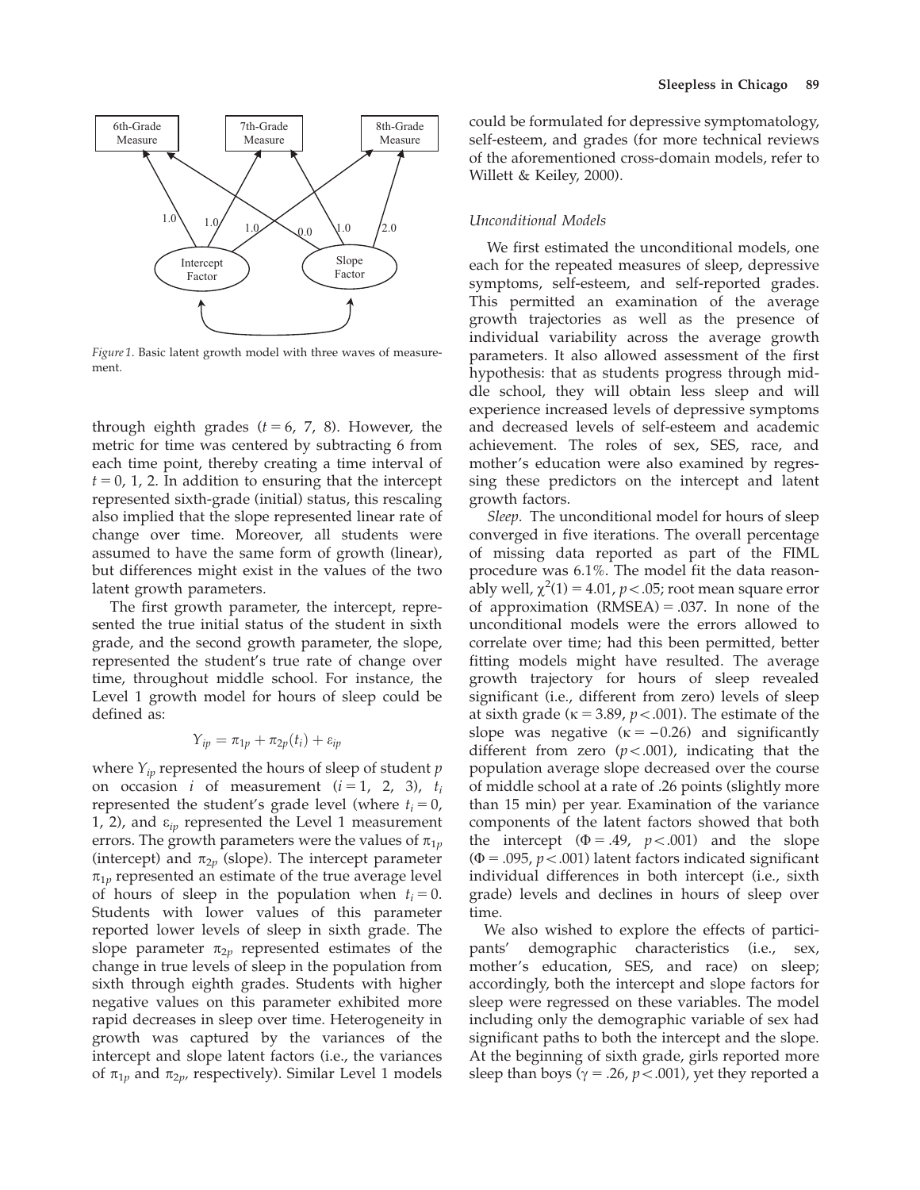*Figure 1.* Basic latent growth model with three waves of measurement.

through eighth grades ($t = 6, 7, 8$). However, the metric for time was centered by subtracting 6 from each time point, thereby creating a time interval of $t = 0, 1, 2$. In addition to ensuring that the intercept represented sixth-grade (initial) status, this rescaling also implied that the slope represented linear rate of change over time. Moreover, all students were assumed to have the same form of growth (linear), but differences might exist in the values of the two latent growth parameters.

The first growth parameter, the intercept, represented the true initial status of the student in sixth grade, and the second growth parameter, the slope, represented the student's true rate of change over time, throughout middle school. For instance, the Level 1 growth model for hours of sleep could be defined as:

$$Y_{ip} = \pi_{1p} + \pi_{2p}(t_i) + \varepsilon_{ip}$$

where $Y_{ip}$ represented the hours of sleep of student $p$ on occasion $i$ of measurement ($i = 1, 2, 3$), $t_i$ represented the student's grade level (where $t_i = 0, 1, 2$), and $\varepsilon_{ip}$ represented the Level 1 measurement errors. The growth parameters were the values of $\pi_{1p}$ (intercept) and $\pi_{2p}$ (slope). The intercept parameter $\pi_{1p}$ represented an estimate of the true average level of hours of sleep in the population when $t_i = 0$. Students with lower values of this parameter reported lower levels of sleep in sixth grade. The slope parameter $\pi_{2p}$ represented estimates of the change in true levels of sleep in the population from sixth through eighth grades. Students with higher negative values on this parameter exhibited more rapid decreases in sleep over time. Heterogeneity in growth was captured by the variances of the intercept and slope latent factors (i.e., the variances of $\pi_{1p}$ and $\pi_{2p}$, respectively). Similar Level 1 models could be formulated for depressive symptomatology, self-esteem, and grades (for more technical reviews of the aforementioned cross-domain models, refer to Willett & Keiley, 2000).

### *Unconditional Models*

We first estimated the unconditional models, one each for the repeated measures of sleep, depressive symptoms, self-esteem, and self-reported grades. This permitted an examination of the average growth trajectories as well as the presence of individual variability across the average growth parameters. It also allowed assessment of the first hypothesis: that as students progress through middle school, they will obtain less sleep and will experience increased levels of depressive symptoms and decreased levels of self-esteem and academic achievement. The roles of sex, SES, race, and mother's education were also examined by regressing these predictors on the intercept and latent growth factors.

*Sleep.* The unconditional model for hours of sleep converged in five iterations. The overall percentage of missing data reported as part of the FIML procedure was 6.1%. The model fit the data reasonably well, $\chi^2(1) = 4.01$, $p < .05$; root mean square error of approximation (RMSEA) = .037. In none of the unconditional models were the errors allowed to correlate over time; had this been permitted, better fitting models might have resulted. The average growth trajectory for hours of sleep revealed significant (i.e., different from zero) levels of sleep at sixth grade ($\kappa = 3.89$, $p < .001$). The estimate of the slope was negative ($\kappa = -0.26$) and significantly different from zero ($p < .001$), indicating that the population average slope decreased over the course of middle school at a rate of .26 points (slightly more than 15 min) per year. Examination of the variance components of the latent factors showed that both the intercept ($\Phi = .49$, $p < .001$) and the slope ($\Phi = .095$, $p < .001$) latent factors indicated significant individual differences in both intercept (i.e., sixth grade) levels and declines in hours of sleep over time.

We also wished to explore the effects of participants' demographic characteristics (i.e., sex, mother's education, SES, and race) on sleep; accordingly, both the intercept and slope factors for sleep were regressed on these variables. The model including only the demographic variable of sex had significant paths to both the intercept and the slope. At the beginning of sixth grade, girls reported more sleep than boys ($\gamma = .26$, $p < .001$), yet they reported a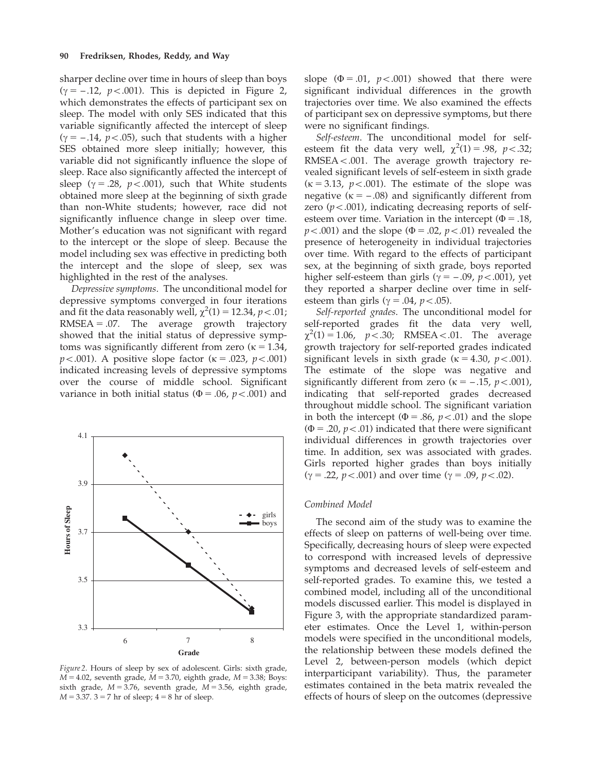sharper decline over time in hours of sleep than boys ($\gamma = -.12$, $p < .001$). This is depicted in Figure 2, which demonstrates the effects of participant sex on sleep. The model with only SES indicated that this variable significantly affected the intercept of sleep ($\gamma = -.14$, $p < .05$), such that students with a higher SES obtained more sleep initially; however, this variable did not significantly influence the slope of sleep. Race also significantly affected the intercept of sleep ($\gamma = .28$, $p < .001$), such that White students obtained more sleep at the beginning of sixth grade than non-White students; however, race did not significantly influence change in sleep over time. Mother's education was not significant with regard to the intercept or the slope of sleep. Because the model including sex was effective in predicting both the intercept and the slope of sleep, sex was highlighted in the rest of the analyses.

*Depressive symptoms*. The unconditional model for depressive symptoms converged in four iterations and fit the data reasonably well, $\chi^2(1) = 12.34$, $p < .01$; RMSEA = .07. The average growth trajectory showed that the initial status of depressive symptoms was significantly different from zero ($\kappa = 1.34$, $p < .001$). A positive slope factor ($\kappa = .023$, $p < .001$) indicated increasing levels of depressive symptoms over the course of middle school. Significant variance in both initial status ($\Phi = .06$, $p < .001$) and slope ($\Phi = .01$, $p < .001$) showed that there were significant individual differences in the growth trajectories over time. We also examined the effects of participant sex on depressive symptoms, but there were no significant findings.

*Figure 2*. Hours of sleep by sex of adolescent. Girls: sixth grade, $M = 4.02$, seventh grade, $M = 3.70$, eighth grade, $M = 3.38$; Boys: sixth grade, $M = 3.76$, seventh grade, $M = 3.56$, eighth grade, $M = 3.37$. 3 = 7 hr of sleep; 4 = 8 hr of sleep.

*Self-esteem*. The unconditional model for self-esteem fit the data very well, $\chi^2(1) = .98$, $p < .32$; RMSEA < .001. The average growth trajectory revealed significant levels of self-esteem in sixth grade ($\kappa = 3.13$, $p < .001$). The estimate of the slope was negative ($\kappa = -.08$) and significantly different from zero ($p < .001$), indicating decreasing reports of self-esteem over time. Variation in the intercept ($\Phi = .18$, $p < .001$) and the slope ($\Phi = .02$, $p < .01$) revealed the presence of heterogeneity in individual trajectories over time. With regard to the effects of participant sex, at the beginning of sixth grade, boys reported higher self-esteem than girls ($\gamma = -.09$, $p < .001$), yet they reported a sharper decline over time in self-esteem than girls ($\gamma = .04$, $p < .05$).

*Self-reported grades*. The unconditional model for self-reported grades fit the data very well, $\chi^2(1) = 1.06$, $p < .30$; RMSEA < .01. The average growth trajectory for self-reported grades indicated significant levels in sixth grade ($\kappa = 4.30$, $p < .001$). The estimate of the slope was negative and significantly different from zero ($\kappa = -.15$, $p < .001$), indicating that self-reported grades decreased throughout middle school. The significant variation in both the intercept ($\Phi = .86$, $p < .01$) and the slope ($\Phi = .20$, $p < .01$) indicated that there were significant individual differences in growth trajectories over time. In addition, sex was associated with grades. Girls reported higher grades than boys initially ($\gamma = .22$, $p < .001$) and over time ($\gamma = .09$, $p < .02$).

### *Combined Model*

The second aim of the study was to examine the effects of sleep on patterns of well-being over time. Specifically, decreasing hours of sleep were expected to correspond with increased levels of depressive symptoms and decreased levels of self-esteem and self-reported grades. To examine this, we tested a combined model, including all of the unconditional models discussed earlier. This model is displayed in Figure 3, with the appropriate standardized parameter estimates. Once the Level 1, within-person models were specified in the unconditional models, the relationship between these models defined the Level 2, between-person models (which depict interparticipant variability). Thus, the parameter estimates contained in the beta matrix revealed the effects of hours of sleep on the outcomes (depressive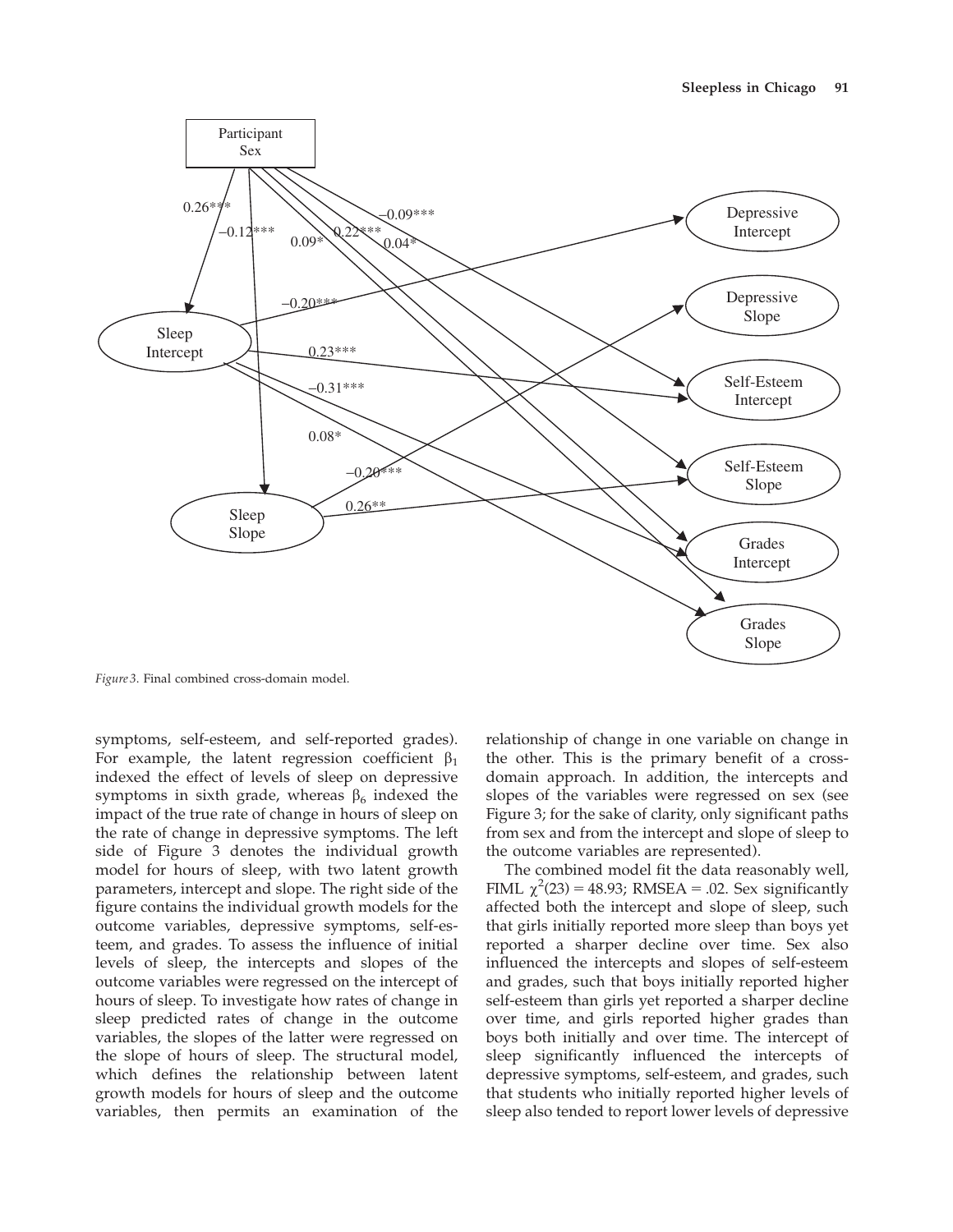*Figure 3*. Final combined cross-domain model.

symptoms, self-esteem, and self-reported grades). For example, the latent regression coefficient $\beta_1$ indexed the effect of levels of sleep on depressive symptoms in sixth grade, whereas $\beta_6$ indexed the impact of the true rate of change in hours of sleep on the rate of change in depressive symptoms. The left side of Figure 3 denotes the individual growth model for hours of sleep, with two latent growth parameters, intercept and slope. The right side of the figure contains the individual growth models for the outcome variables, depressive symptoms, self-esteem, and grades. To assess the influence of initial levels of sleep, the intercepts and slopes of the outcome variables were regressed on the intercept of hours of sleep. To investigate how rates of change in sleep predicted rates of change in the outcome variables, the slopes of the latter were regressed on the slope of hours of sleep. The structural model, which defines the relationship between latent growth models for hours of sleep and the outcome variables, then permits an examination of the relationship of change in one variable on change in the other. This is the primary benefit of a cross-domain approach. In addition, the intercepts and slopes of the variables were regressed on sex (see Figure 3; for the sake of clarity, only significant paths from sex and from the intercept and slope of sleep to the outcome variables are represented).

The combined model fit the data reasonably well, FIML $\chi^2(23) = 48.93$; RMSEA = .02. Sex significantly affected both the intercept and slope of sleep, such that girls initially reported more sleep than boys yet reported a sharper decline over time. Sex also influenced the intercepts and slopes of self-esteem and grades, such that boys initially reported higher self-esteem than girls yet reported a sharper decline over time, and girls reported higher grades than boys both initially and over time. The intercept of sleep significantly influenced the intercepts of depressive symptoms, self-esteem, and grades, such that students who initially reported higher levels of sleep also tended to report lower levels of depressive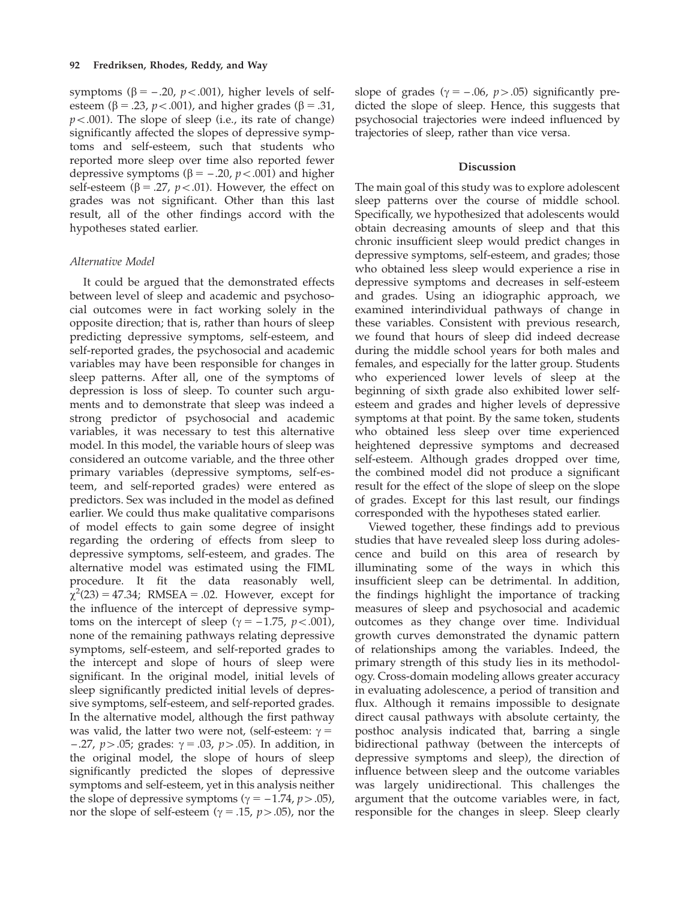symptoms ($\beta = -.20$, $p < .001$), higher levels of self-esteem ($\beta = .23$, $p < .001$), and higher grades ($\beta = .31$, $p < .001$). The slope of sleep (i.e., its rate of change) significantly affected the slopes of depressive symptoms and self-esteem, such that students who reported more sleep over time also reported fewer depressive symptoms ($\beta = -.20$, $p < .001$) and higher self-esteem ($\beta = .27$, $p < .01$). However, the effect on grades was not significant. Other than this last result, all of the other findings accord with the hypotheses stated earlier.

### *Alternative Model*

It could be argued that the demonstrated effects between level of sleep and academic and psychosocial outcomes were in fact working solely in the opposite direction; that is, rather than hours of sleep predicting depressive symptoms, self-esteem, and self-reported grades, the psychosocial and academic variables may have been responsible for changes in sleep patterns. After all, one of the symptoms of depression is loss of sleep. To counter such arguments and to demonstrate that sleep was indeed a strong predictor of psychosocial and academic variables, it was necessary to test this alternative model. In this model, the variable hours of sleep was considered an outcome variable, and the three other primary variables (depressive symptoms, self-esteem, and self-reported grades) were entered as predictors. Sex was included in the model as defined earlier. We could thus make qualitative comparisons of model effects to gain some degree of insight regarding the ordering of effects from sleep to depressive symptoms, self-esteem, and grades. The alternative model was estimated using the FIML procedure. It fit the data reasonably well, $\chi^2(23) = 47.34$; RMSEA = .02. However, except for the influence of the intercept of depressive symptoms on the intercept of sleep ($\gamma = -1.75$, $p < .001$), none of the remaining pathways relating depressive symptoms, self-esteem, and self-reported grades to the intercept and slope of hours of sleep were significant. In the original model, initial levels of sleep significantly predicted initial levels of depressive symptoms, self-esteem, and self-reported grades. In the alternative model, although the first pathway was valid, the latter two were not, (self-esteem: $\gamma = -.27$, $p > .05$; grades: $\gamma = .03$, $p > .05$). In addition, in the original model, the slope of hours of sleep significantly predicted the slopes of depressive symptoms and self-esteem, yet in this analysis neither the slope of depressive symptoms ($\gamma = -1.74$, $p > .05$), nor the slope of self-esteem ($\gamma = .15$, $p > .05$), nor the slope of grades ($\gamma = -.06$, $p > .05$) significantly predicted the slope of sleep. Hence, this suggests that psychosocial trajectories were indeed influenced by trajectories of sleep, rather than vice versa.

## Discussion

The main goal of this study was to explore adolescent sleep patterns over the course of middle school. Specifically, we hypothesized that adolescents would obtain decreasing amounts of sleep and that this chronic insufficient sleep would predict changes in depressive symptoms, self-esteem, and grades; those who obtained less sleep would experience a rise in depressive symptoms and decreases in self-esteem and grades. Using an idiographic approach, we examined interindividual pathways of change in these variables. Consistent with previous research, we found that hours of sleep did indeed decrease during the middle school years for both males and females, and especially for the latter group. Students who experienced lower levels of sleep at the beginning of sixth grade also exhibited lower self-esteem and grades and higher levels of depressive symptoms at that point. By the same token, students who obtained less sleep over time experienced heightened depressive symptoms and decreased self-esteem. Although grades dropped over time, the combined model did not produce a significant result for the effect of the slope of sleep on the slope of grades. Except for this last result, our findings corresponded with the hypotheses stated earlier.

Viewed together, these findings add to previous studies that have revealed sleep loss during adolescence and build on this area of research by illuminating some of the ways in which this insufficient sleep can be detrimental. In addition, the findings highlight the importance of tracking measures of sleep and psychosocial and academic outcomes as they change over time. Individual growth curves demonstrated the dynamic pattern of relationships among the variables. Indeed, the primary strength of this study lies in its methodology. Cross-domain modeling allows greater accuracy in evaluating adolescence, a period of transition and flux. Although it remains impossible to designate direct causal pathways with absolute certainty, the posthoc analysis indicated that, barring a single bidirectional pathway (between the intercepts of depressive symptoms and sleep), the direction of influence between sleep and the outcome variables was largely unidirectional. This challenges the argument that the outcome variables were, in fact, responsible for the changes in sleep. Sleep clearly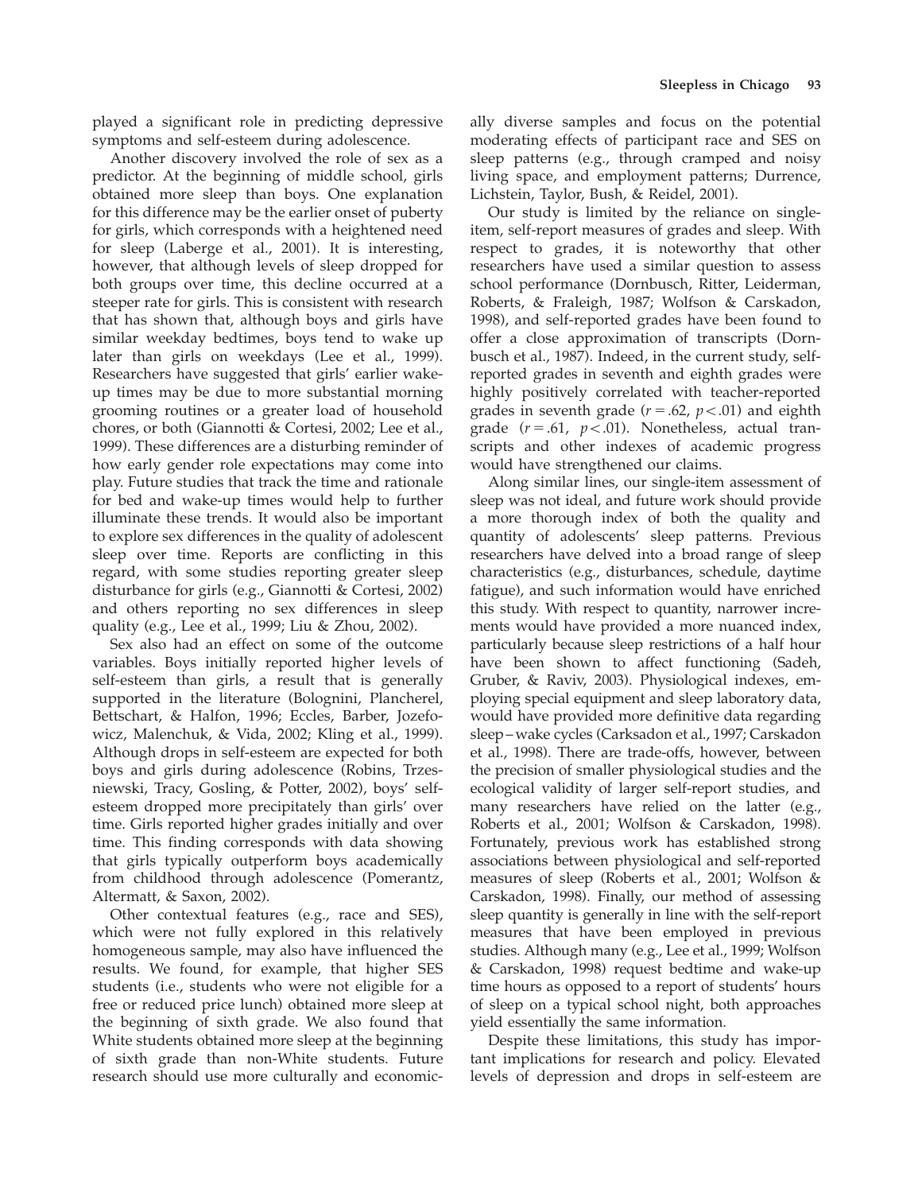played a significant role in predicting depressive symptoms and self-esteem during adolescence.

Another discovery involved the role of sex as a predictor. At the beginning of middle school, girls obtained more sleep than boys. One explanation for this difference may be the earlier onset of puberty for girls, which corresponds with a heightened need for sleep (Laberge et al., 2001). It is interesting, however, that although levels of sleep dropped for both groups over time, this decline occurred at a steeper rate for girls. This is consistent with research that has shown that, although boys and girls have similar weekday bedtimes, boys tend to wake up later than girls on weekdays (Lee et al., 1999). Researchers have suggested that girls' earlier wake-up times may be due to more substantial morning grooming routines or a greater load of household chores, or both (Giannotti & Cortesi, 2002; Lee et al., 1999). These differences are a disturbing reminder of how early gender role expectations may come into play. Future studies that track the time and rationale for bed and wake-up times would help to further illuminate these trends. It would also be important to explore sex differences in the quality of adolescent sleep over time. Reports are conflicting in this regard, with some studies reporting greater sleep disturbance for girls (e.g., Giannotti & Cortesi, 2002) and others reporting no sex differences in sleep quality (e.g., Lee et al., 1999; Liu & Zhou, 2002).

Sex also had an effect on some of the outcome variables. Boys initially reported higher levels of self-esteem than girls, a result that is generally supported in the literature (Bolognini, Plancherel, Bettschart, & Halfon, 1996; Eccles, Barber, Jozefowicz, Malenchuk, & Vida, 2002; Kling et al., 1999). Although drops in self-esteem are expected for both boys and girls during adolescence (Robins, Trzesniewski, Tracy, Gosling, & Potter, 2002), boys' self-esteem dropped more precipitately than girls' over time. Girls reported higher grades initially and over time. This finding corresponds with data showing that girls typically outperform boys academically from childhood through adolescence (Pomerantz, Altermatt, & Saxon, 2002).

Other contextual features (e.g., race and SES), which were not fully explored in this relatively homogeneous sample, may also have influenced the results. We found, for example, that higher SES students (i.e., students who were not eligible for a free or reduced price lunch) obtained more sleep at the beginning of sixth grade. We also found that White students obtained more sleep at the beginning of sixth grade than non-White students. Future research should use more culturally and economically diverse samples and focus on the potential moderating effects of participant race and SES on sleep patterns (e.g., through cramped and noisy living space, and employment patterns; Durrence, Lichstein, Taylor, Bush, & Reidel, 2001).

Our study is limited by the reliance on single-item, self-report measures of grades and sleep. With respect to grades, it is noteworthy that other researchers have used a similar question to assess school performance (Dornbusch, Ritter, Leiderman, Roberts, & Fraleigh, 1987; Wolfson & Carskadon, 1998), and self-reported grades have been found to offer a close approximation of transcripts (Dornbusch et al., 1987). Indeed, in the current study, self-reported grades in seventh and eighth grades were highly positively correlated with teacher-reported grades in seventh grade ($r = .62$, $p < .01$) and eighth grade ($r = .61$, $p < .01$). Nonetheless, actual transcripts and other indexes of academic progress would have strengthened our claims.

Along similar lines, our single-item assessment of sleep was not ideal, and future work should provide a more thorough index of both the quality and quantity of adolescents' sleep patterns. Previous researchers have delved into a broad range of sleep characteristics (e.g., disturbances, schedule, daytime fatigue), and such information would have enriched this study. With respect to quantity, narrower increments would have provided a more nuanced index, particularly because sleep restrictions of a half hour have been shown to affect functioning (Sadeh, Gruber, & Raviv, 2003). Physiological indexes, employing special equipment and sleep laboratory data, would have provided more definitive data regarding sleep–wake cycles (Carksadon et al., 1997; Carskadon et al., 1998). There are trade-offs, however, between the precision of smaller physiological studies and the ecological validity of larger self-report studies, and many researchers have relied on the latter (e.g., Roberts et al., 2001; Wolfson & Carskadon, 1998). Fortunately, previous work has established strong associations between physiological and self-reported measures of sleep (Roberts et al., 2001; Wolfson & Carskadon, 1998). Finally, our method of assessing sleep quantity is generally in line with the self-report measures that have been employed in previous studies. Although many (e.g., Lee et al., 1999; Wolfson & Carskadon, 1998) request bedtime and wake-up time hours as opposed to a report of students' hours of sleep on a typical school night, both approaches yield essentially the same information.

Despite these limitations, this study has important implications for research and policy. Elevated levels of depression and drops in self-esteem are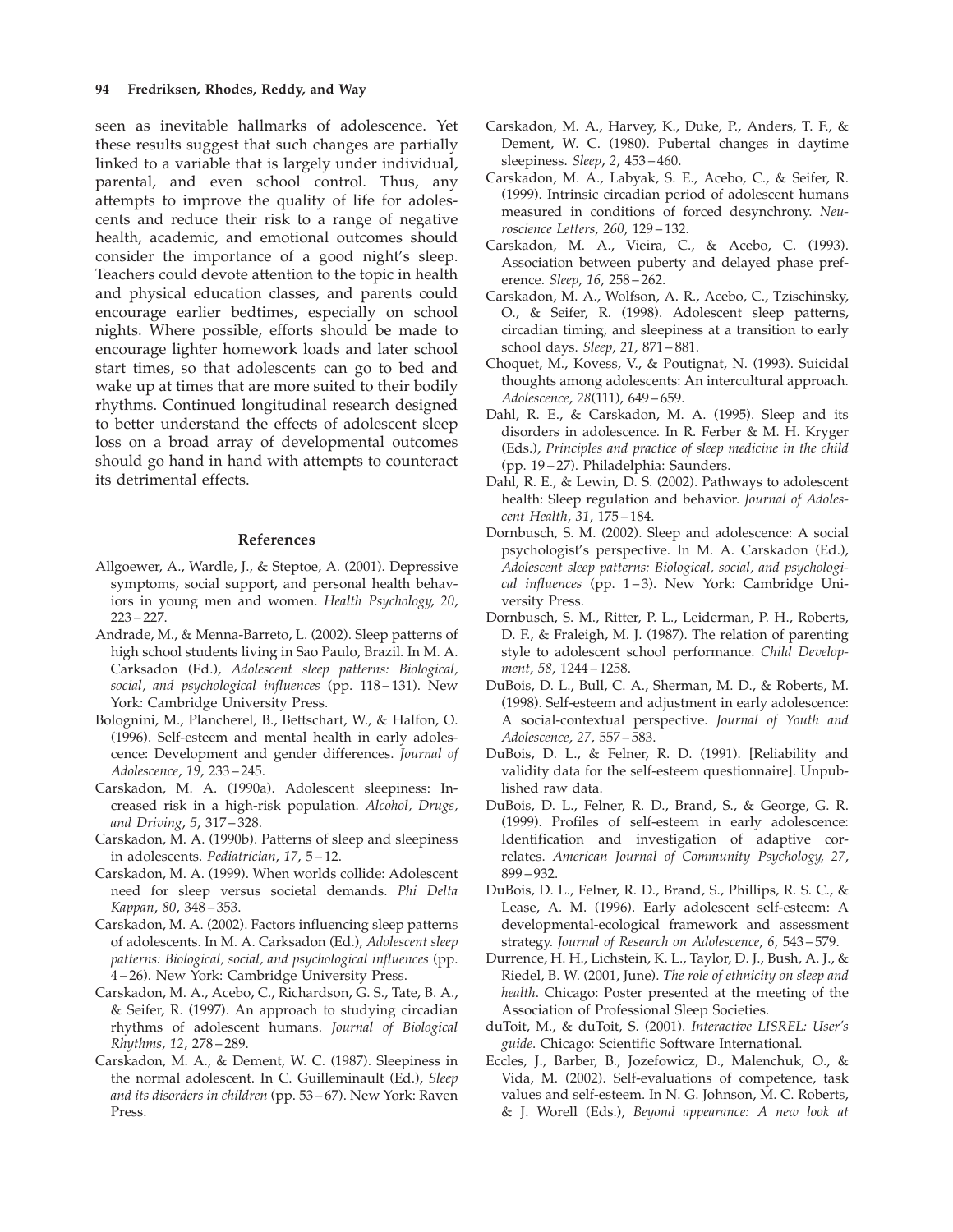seen as inevitable hallmarks of adolescence. Yet these results suggest that such changes are partially linked to a variable that is largely under individual, parental, and even school control. Thus, any attempts to improve the quality of life for adolescents and reduce their risk to a range of negative health, academic, and emotional outcomes should consider the importance of a good night's sleep. Teachers could devote attention to the topic in health and physical education classes, and parents could encourage earlier bedtimes, especially on school nights. Where possible, efforts should be made to encourage lighter homework loads and later school start times, so that adolescents can go to bed and wake up at times that are more suited to their bodily rhythms. Continued longitudinal research designed to better understand the effects of adolescent sleep loss on a broad array of developmental outcomes should go hand in hand with attempts to counteract its detrimental effects.

## References

Allgoewer, A., Wardle, J., & Steptoe, A. (2001). Depressive symptoms, social support, and personal health behaviors in young men and women. *Health Psychology*, *20*, 223 – 227.

Andrade, M., & Menna-Barreto, L. (2002). Sleep patterns of high school students living in Sao Paulo, Brazil. In M. A. Carksadon (Ed.), *Adolescent sleep patterns: Biological, social, and psychological influences* (pp. 118 – 131). New York: Cambridge University Press.

Bolognini, M., Plancherel, B., Bettschart, W., & Halfon, O. (1996). Self-esteem and mental health in early adolescence: Development and gender differences. *Journal of Adolescence*, *19*, 233 – 245.

Carskadon, M. A. (1990a). Adolescent sleepiness: Increased risk in a high-risk population. *Alcohol, Drugs, and Driving*, *5*, 317 – 328.

Carskadon, M. A. (1990b). Patterns of sleep and sleepiness in adolescents. *Pediatrician*, *17*, 5 – 12.

Carskadon, M. A. (1999). When worlds collide: Adolescent need for sleep versus societal demands. *Phi Delta Kappan*, *80*, 348 – 353.

Carskadon, M. A. (2002). Factors influencing sleep patterns of adolescents. In M. A. Carksadon (Ed.), *Adolescent sleep patterns: Biological, social, and psychological influences* (pp. 4 – 26). New York: Cambridge University Press.

Carskadon, M. A., Acebo, C., Richardson, G. S., Tate, B. A., & Seifer, R. (1997). An approach to studying circadian rhythms of adolescent humans. *Journal of Biological Rhythms*, *12*, 278 – 289.

Carskadon, M. A., & Dement, W. C. (1987). Sleepiness in the normal adolescent. In C. Guilleminault (Ed.), *Sleep and its disorders in children* (pp. 53 – 67). New York: Raven Press.

Carskadon, M. A., Harvey, K., Duke, P., Anders, T. F., & Dement, W. C. (1980). Pubertal changes in daytime sleepiness. *Sleep*, *2*, 453 – 460.

Carskadon, M. A., Labyak, S. E., Acebo, C., & Seifer, R. (1999). Intrinsic circadian period of adolescent humans measured in conditions of forced desynchrony. *Neuroscience Letters*, *260*, 129 – 132.

Carskadon, M. A., Vieira, C., & Acebo, C. (1993). Association between puberty and delayed phase preference. *Sleep*, *16*, 258 – 262.

Carskadon, M. A., Wolfson, A. R., Acebo, C., Tzischinsky, O., & Seifer, R. (1998). Adolescent sleep patterns, circadian timing, and sleepiness at a transition to early school days. *Sleep*, *21*, 871 – 881.

Choquet, M., Kovess, V., & Poutignat, N. (1993). Suicidal thoughts among adolescents: An intercultural approach. *Adolescence*, *28*(111), 649 – 659.

Dahl, R. E., & Carskadon, M. A. (1995). Sleep and its disorders in adolescence. In R. Ferber & M. H. Kryger (Eds.), *Principles and practice of sleep medicine in the child* (pp. 19 – 27). Philadelphia: Saunders.

Dahl, R. E., & Lewin, D. S. (2002). Pathways to adolescent health: Sleep regulation and behavior. *Journal of Adolescent Health*, *31*, 175 – 184.

Dornbusch, S. M. (2002). Sleep and adolescence: A social psychologist's perspective. In M. A. Carskadon (Ed.), *Adolescent sleep patterns: Biological, social, and psychological influences* (pp. 1 – 3). New York: Cambridge University Press.

Dornbusch, S. M., Ritter, P. L., Leiderman, P. H., Roberts, D. F., & Fraleigh, M. J. (1987). The relation of parenting style to adolescent school performance. *Child Development*, *58*, 1244 – 1258.

DuBois, D. L., Bull, C. A., Sherman, M. D., & Roberts, M. (1998). Self-esteem and adjustment in early adolescence: A social-contextual perspective. *Journal of Youth and Adolescence*, *27*, 557 – 583.

DuBois, D. L., & Felner, R. D. (1991). [Reliability and validity data for the self-esteem questionnaire]. Unpublished raw data.

DuBois, D. L., Felner, R. D., Brand, S., & George, G. R. (1999). Profiles of self-esteem in early adolescence: Identification and investigation of adaptive correlates. *American Journal of Community Psychology*, *27*, 899 – 932.

DuBois, D. L., Felner, R. D., Brand, S., Phillips, R. S. C., & Lease, A. M. (1996). Early adolescent self-esteem: A developmental-ecological framework and assessment strategy. *Journal of Research on Adolescence*, *6*, 543 – 579.

Durrence, H. H., Lichstein, K. L., Taylor, D. J., Bush, A. J., & Riedel, B. W. (2001, June). *The role of ethnicity on sleep and health*. Chicago: Poster presented at the meeting of the Association of Professional Sleep Societies.

duToit, M., & duToit, S. (2001). *Interactive LISREL: User's guide*. Chicago: Scientific Software International.

Eccles, J., Barber, B., Jozefowicz, D., Malenchuk, O., & Vida, M. (2002). Self-evaluations of competence, task values and self-esteem. In N. G. Johnson, M. C. Roberts, & J. Worell (Eds.), *Beyond appearance: A new look at*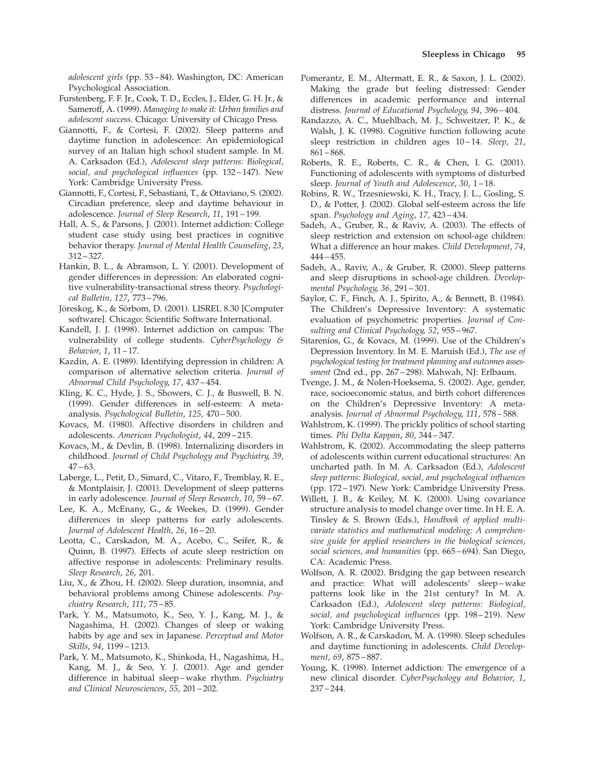*adolescent girls* (pp. 53–84). Washington, DC: American Psychological Association.

Furstenberg, F. F. Jr., Cook, T. D., Eccles, J., Elder, G. H. Jr., & Sameroff, A. (1999). *Managing to make it: Urban families and adolescent success.* Chicago: University of Chicago Press.

Giannotti, F., & Cortesi, F. (2002). Sleep patterns and daytime function in adolescence: An epidemiological survey of an Italian high school student sample. In M. A. Carksadon (Ed.), *Adolescent sleep patterns: Biological, social, and psychological influences* (pp. 132–147). New York: Cambridge University Press.

Giannotti, F., Cortesi, F., Sebastiani, T., & Ottaviano, S. (2002). Circadian preference, sleep and daytime behaviour in adolescence. *Journal of Sleep Research*, *11*, 191–199.

Hall, A. S., & Parsons, J. (2001). Internet addiction: College student case study using best practices in cognitive behavior therapy. *Journal of Mental Health Counseling*, *23*, 312–327.

Hankin, B. L., & Abramson, L. Y. (2001). Development of gender differences in depression: An elaborated cognitive vulnerability-transactional stress theory. *Psychological Bulletin*, *127*, 773–796.

Jöreskog, K., & Sörbom, D. (2001). LISREL 8.30 [Computer software]. Chicago: Scientific Software International.

Kandell, J. J. (1998). Internet addiction on campus: The vulnerability of college students. *CyberPsychology & Behavior*, *1*, 11–17.

Kazdin, A. E. (1989). Identifying depression in children: A comparison of alternative selection criteria. *Journal of Abnormal Child Psychology*, *17*, 437–454.

Kling, K. C., Hyde, J. S., Showers, C. J., & Buswell, B. N. (1999). Gender differences in self-esteem: A meta-analysis. *Psychological Bulletin*, *125*, 470–500.

Kovacs, M. (1980). Affective disorders in children and adolescents. *American Psychologist*, *44*, 209–215.

Kovacs, M., & Devlin, B. (1998). Internalizing disorders in childhood. *Journal of Child Psychology and Psychiatry*, *39*, 47–63.

Laberge, L., Petit, D., Simard, C., Vitaro, F., Tremblay, R. E., & Montplaisir, J. (2001). Development of sleep patterns in early adolescence. *Journal of Sleep Research*, *10*, 59–67.

Lee, K. A., McEnany, G., & Weekes, D. (1999). Gender differences in sleep patterns for early adolescents. *Journal of Adolescent Health*, *26*, 16–20.

Leotta, C., Carskadon, M. A., Acebo, C., Seifer, R., & Quinn, B. (1997). Effects of acute sleep restriction on affective response in adolescents: Preliminary results. *Sleep Research*, *26*, 201.

Liu, X., & Zhou, H. (2002). Sleep duration, insomnia, and behavioral problems among Chinese adolescents. *Psychiatry Research*, *111*, 75–85.

Park, Y. M., Matsumoto, K., Seo, Y. J., Kang, M. J., & Nagashima, H. (2002). Changes of sleep or waking habits by age and sex in Japanese. *Perceptual and Motor Skills*, *94*, 1199–1213.

Park, Y. M., Matsumoto, K., Shinkoda, H., Nagashima, H., Kang, M. J., & Seo, Y. J. (2001). Age and gender difference in habitual sleep–wake rhythm. *Psychiatry and Clinical Neurosciences*, *55*, 201–202.

Pomerantz, E. M., Altermatt, E. R., & Saxon, J. L. (2002). Making the grade but feeling distressed: Gender differences in academic performance and internal distress. *Journal of Educational Psychology*, *94*, 396–404.

Randazzo, A. C., Muehlbach, M. J., Schweitzer, P. K., & Walsh, J. K. (1998). Cognitive function following acute sleep restriction in children ages 10–14. *Sleep*, *21*, 861–868.

Roberts, R. E., Roberts, C. R., & Chen, I. G. (2001). Functioning of adolescents with symptoms of disturbed sleep. *Journal of Youth and Adolescence*, *30*, 1–18.

Robins, R. W., Trzesniewski, K. H., Tracy, J. L., Gosling, S. D., & Potter, J. (2002). Global self-esteem across the life span. *Psychology and Aging*, *17*, 423–434.

Sadeh, A., Gruber, R., & Raviv, A. (2003). The effects of sleep restriction and extension on school-age children: What a difference an hour makes. *Child Development*, *74*, 444–455.

Sadeh, A., Raviv, A., & Gruber, R. (2000). Sleep patterns and sleep disruptions in school-age children. *Developmental Psychology*, *36*, 291–301.

Saylor, C. F., Finch, A. J., Spirito, A., & Bennett, B. (1984). The Children's Depressive Inventory: A systematic evaluation of psychometric properties. *Journal of Consulting and Clinical Psychology*, *52*, 955–967.

Sitarenios, G., & Kovacs, M. (1999). Use of the Children's Depression Inventory. In M. E. Maruish (Ed.), *The use of psychological testing for treatment planning and outcomes assessment* (2nd ed., pp. 267–298). Mahwah, NJ: Erlbaum.

Tvenge, J. M., & Nolen-Hoeksema, S. (2002). Age, gender, race, socioeconomic status, and birth cohort differences on the Children's Depressive Inventory: A meta-analysis. *Journal of Abnormal Psychology*, *111*, 578–588.

Wahlstrom, K. (1999). The prickly politics of school starting times. *Phi Delta Kappan*, *80*, 344–347.

Wahlstrom, K. (2002). Accommodating the sleep patterns of adolescents within current educational structures: An uncharted path. In M. A. Carksadon (Ed.), *Adolescent sleep patterns: Biological, social, and psychological influences* (pp. 172–197). New York: Cambridge University Press.

Willett, J. B., & Keiley, M. K. (2000). Using covariance structure analysis to model change over time. In H. E. A. Tinsley & S. Brown (Eds.), *Handbook of applied multivariate statistics and mathematical modeling: A comprehensive guide for applied researchers in the biological sciences, social sciences, and humanities* (pp. 665–694). San Diego, CA: Academic Press.

Wolfson, A. R. (2002). Bridging the gap between research and practice: What will adolescents' sleep–wake patterns look like in the 21st century? In M. A. Carksadon (Ed.), *Adolescent sleep patterns: Biological, social, and psychological influences* (pp. 198–219). New York: Cambridge University Press.

Wolfson, A. R., & Carskadon, M. A. (1998). Sleep schedules and daytime functioning in adolescents. *Child Development*, *69*, 875–887.

Young, K. (1998). Internet addiction: The emergence of a new clinical disorder. *CyberPsychology and Behavior*, *1*, 237–244.